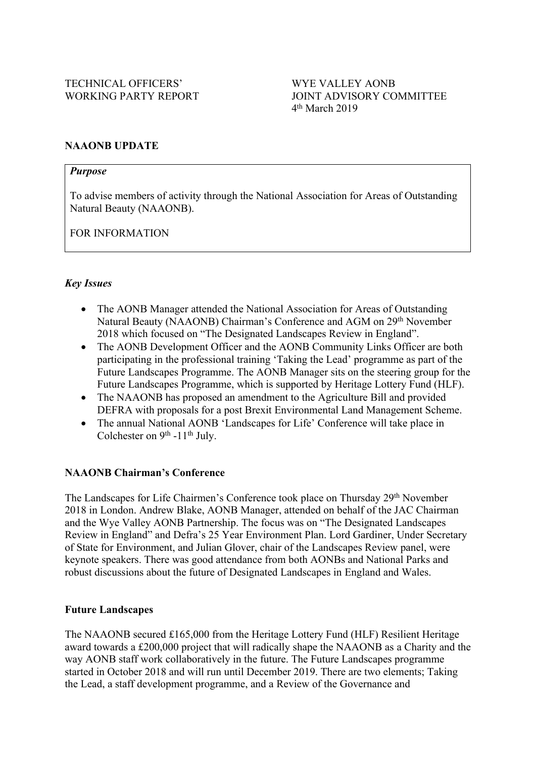TECHNICAL OFFICERS' WORKING PARTY REPORT

WYE VALLEY AONB JOINT ADVISORY COMMITTEE
4th March 2019

## NAAONB UPDATE

> ***Purpose***
>
> To advise members of activity through the National Association for Areas of Outstanding Natural Beauty (NAAONB).
>
> FOR INFORMATION

### *Key Issues*

- The AONB Manager attended the National Association for Areas of Outstanding Natural Beauty (NAAONB) Chairman's Conference and AGM on 29th November 2018 which focused on "The Designated Landscapes Review in England".
- The AONB Development Officer and the AONB Community Links Officer are both participating in the professional training 'Taking the Lead' programme as part of the Future Landscapes Programme. The AONB Manager sits on the steering group for the Future Landscapes Programme, which is supported by Heritage Lottery Fund (HLF).
- The NAAONB has proposed an amendment to the Agriculture Bill and provided DEFRA with proposals for a post Brexit Environmental Land Management Scheme.
- The annual National AONB 'Landscapes for Life' Conference will take place in Colchester on 9th -11th July.

### NAAONB Chairman's Conference

The Landscapes for Life Chairmen's Conference took place on Thursday 29th November 2018 in London. Andrew Blake, AONB Manager, attended on behalf of the JAC Chairman and the Wye Valley AONB Partnership. The focus was on "The Designated Landscapes Review in England" and Defra's 25 Year Environment Plan. Lord Gardiner, Under Secretary of State for Environment, and Julian Glover, chair of the Landscapes Review panel, were keynote speakers. There was good attendance from both AONBs and National Parks and robust discussions about the future of Designated Landscapes in England and Wales.

### Future Landscapes

The NAAONB secured £165,000 from the Heritage Lottery Fund (HLF) Resilient Heritage award towards a £200,000 project that will radically shape the NAAONB as a Charity and the way AONB staff work collaboratively in the future. The Future Landscapes programme started in October 2018 and will run until December 2019. There are two elements; Taking the Lead, a staff development programme, and a Review of the Governance and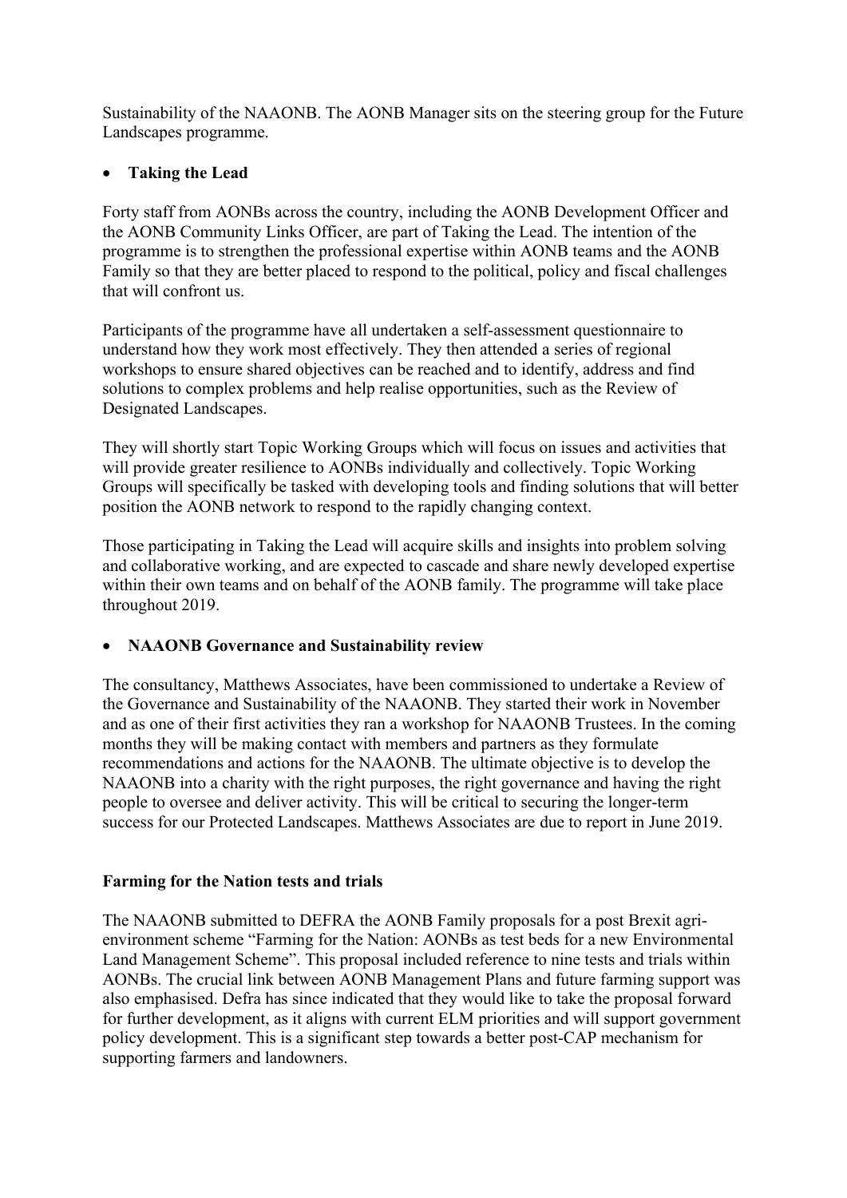Sustainability of the NAAONB. The AONB Manager sits on the steering group for the Future Landscapes programme.

- **Taking the Lead**

Forty staff from AONBs across the country, including the AONB Development Officer and the AONB Community Links Officer, are part of Taking the Lead. The intention of the programme is to strengthen the professional expertise within AONB teams and the AONB Family so that they are better placed to respond to the political, policy and fiscal challenges that will confront us.

Participants of the programme have all undertaken a self-assessment questionnaire to understand how they work most effectively. They then attended a series of regional workshops to ensure shared objectives can be reached and to identify, address and find solutions to complex problems and help realise opportunities, such as the Review of Designated Landscapes.

They will shortly start Topic Working Groups which will focus on issues and activities that will provide greater resilience to AONBs individually and collectively. Topic Working Groups will specifically be tasked with developing tools and finding solutions that will better position the AONB network to respond to the rapidly changing context.

Those participating in Taking the Lead will acquire skills and insights into problem solving and collaborative working, and are expected to cascade and share newly developed expertise within their own teams and on behalf of the AONB family. The programme will take place throughout 2019.

- **NAAONB Governance and Sustainability review**

The consultancy, Matthews Associates, have been commissioned to undertake a Review of the Governance and Sustainability of the NAAONB. They started their work in November and as one of their first activities they ran a workshop for NAAONB Trustees. In the coming months they will be making contact with members and partners as they formulate recommendations and actions for the NAAONB. The ultimate objective is to develop the NAAONB into a charity with the right purposes, the right governance and having the right people to oversee and deliver activity. This will be critical to securing the longer-term success for our Protected Landscapes. Matthews Associates are due to report in June 2019.

**Farming for the Nation tests and trials**

The NAAONB submitted to DEFRA the AONB Family proposals for a post Brexit agri-environment scheme "Farming for the Nation: AONBs as test beds for a new Environmental Land Management Scheme". This proposal included reference to nine tests and trials within AONBs. The crucial link between AONB Management Plans and future farming support was also emphasised. Defra has since indicated that they would like to take the proposal forward for further development, as it aligns with current ELM priorities and will support government policy development. This is a significant step towards a better post-CAP mechanism for supporting farmers and landowners.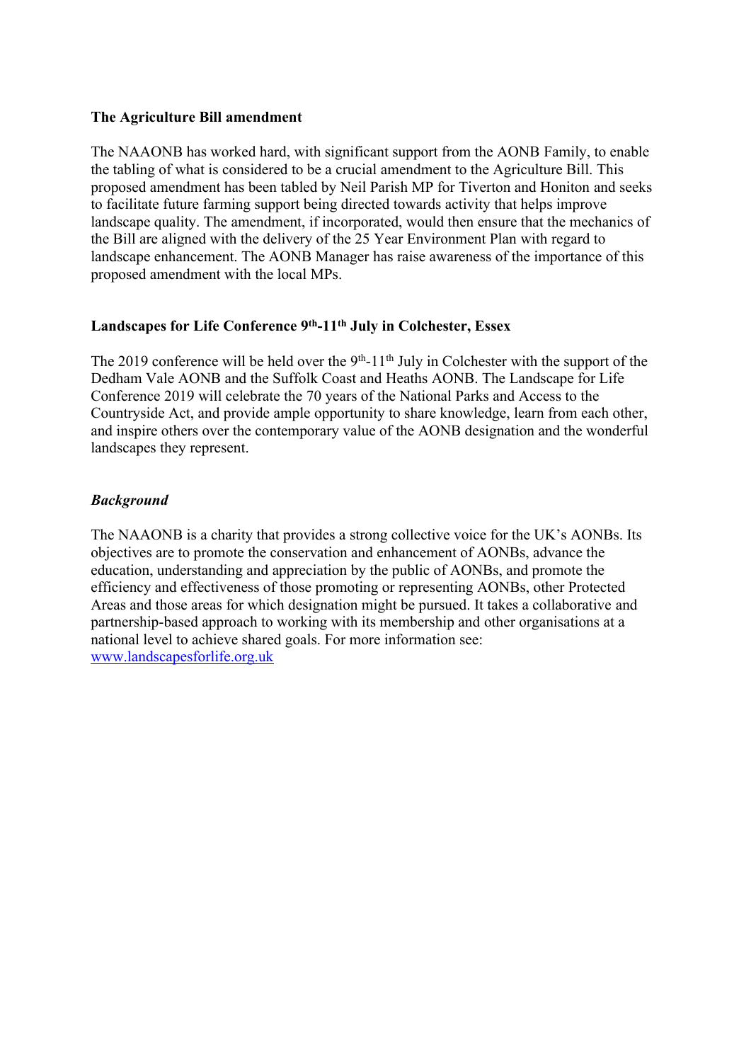**The Agriculture Bill amendment**

The NAAONB has worked hard, with significant support from the AONB Family, to enable the tabling of what is considered to be a crucial amendment to the Agriculture Bill. This proposed amendment has been tabled by Neil Parish MP for Tiverton and Honiton and seeks to facilitate future farming support being directed towards activity that helps improve landscape quality. The amendment, if incorporated, would then ensure that the mechanics of the Bill are aligned with the delivery of the 25 Year Environment Plan with regard to landscape enhancement. The AONB Manager has raise awareness of the importance of this proposed amendment with the local MPs.

**Landscapes for Life Conference 9th-11th July in Colchester, Essex**

The 2019 conference will be held over the 9th-11th July in Colchester with the support of the Dedham Vale AONB and the Suffolk Coast and Heaths AONB. The Landscape for Life Conference 2019 will celebrate the 70 years of the National Parks and Access to the Countryside Act, and provide ample opportunity to share knowledge, learn from each other, and inspire others over the contemporary value of the AONB designation and the wonderful landscapes they represent.

***Background***

The NAAONB is a charity that provides a strong collective voice for the UK's AONBs. Its objectives are to promote the conservation and enhancement of AONBs, advance the education, understanding and appreciation by the public of AONBs, and promote the efficiency and effectiveness of those promoting or representing AONBs, other Protected Areas and those areas for which designation might be pursued. It takes a collaborative and partnership-based approach to working with its membership and other organisations at a national level to achieve shared goals. For more information see: [www.landscapesforlife.org.uk](www.landscapesforlife.org.uk)